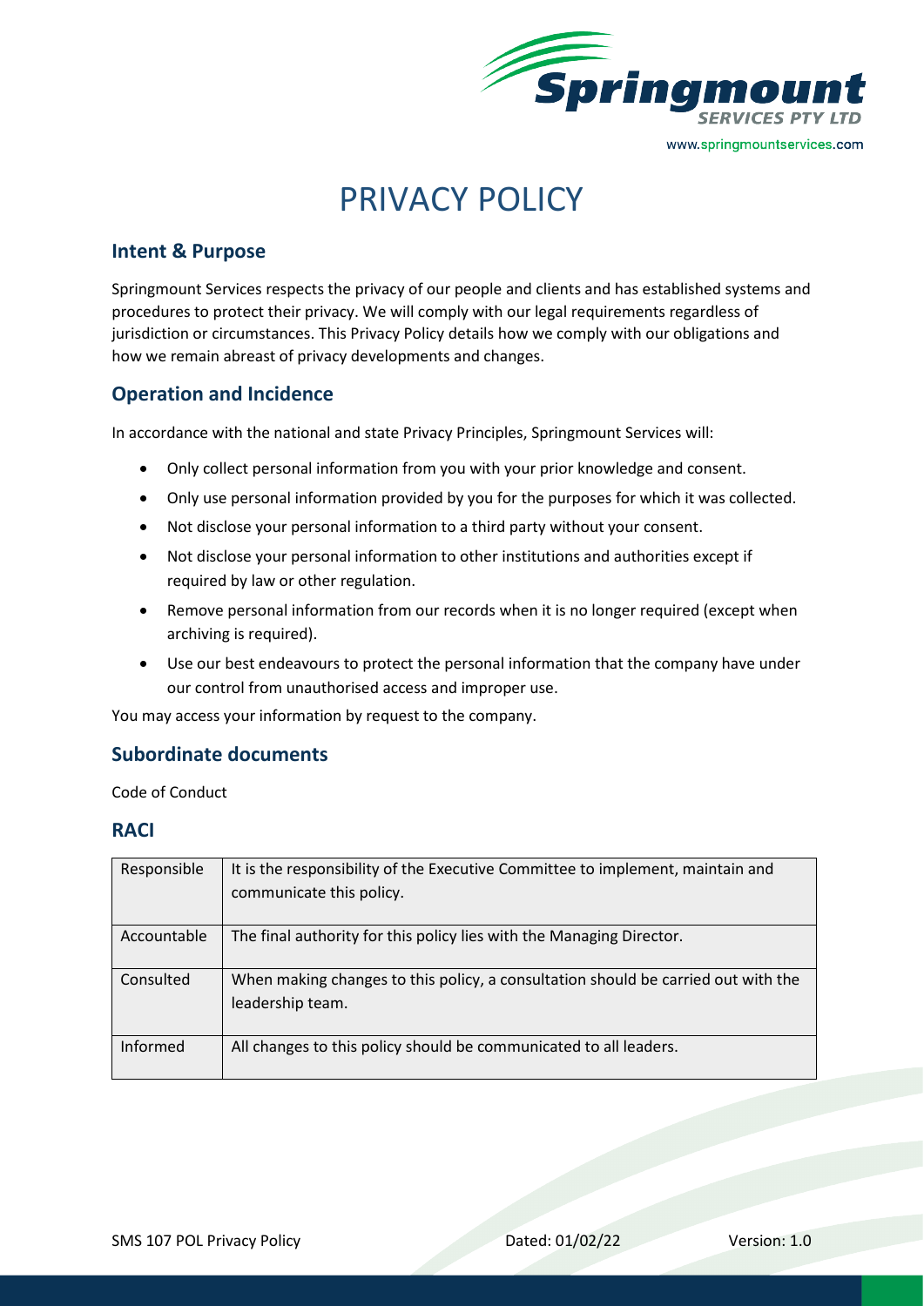# PRIVACY POLICY

## Intent & Purpose

Springmount Services respects the privacy of our people and clients and has established systems and procedures to protect their privacy. We will comply with our legal requirements regardless of jurisdiction or circumstances. This Privacy Policy details how we comply with our obligations and how we remain abreast of privacy developments and changes.

## Operation and Incidence

In accordance with the national and state Privacy Principles, Springmount Services will:

- Only collect personal information from you with your prior knowledge and consent.
- Only use personal information provided by you for the purposes for which it was collected.
- Not disclose your personal information to a third party without your consent.
- Not disclose your personal information to other institutions and authorities except if required by law or other regulation.
- Remove personal information from our records when it is no longer required (except when archiving is required).
- Use our best endeavours to protect the personal information that the company have under our control from unauthorised access and improper use.

You may access your information by request to the company.

## Subordinate documents

Code of Conduct

## RACI

| | |
|---|---|
| Responsible | It is the responsibility of the Executive Committee to implement, maintain and communicate this policy. |
| Accountable | The final authority for this policy lies with the Managing Director. |
| Consulted | When making changes to this policy, a consultation should be carried out with the leadership team. |
| Informed | All changes to this policy should be communicated to all leaders. |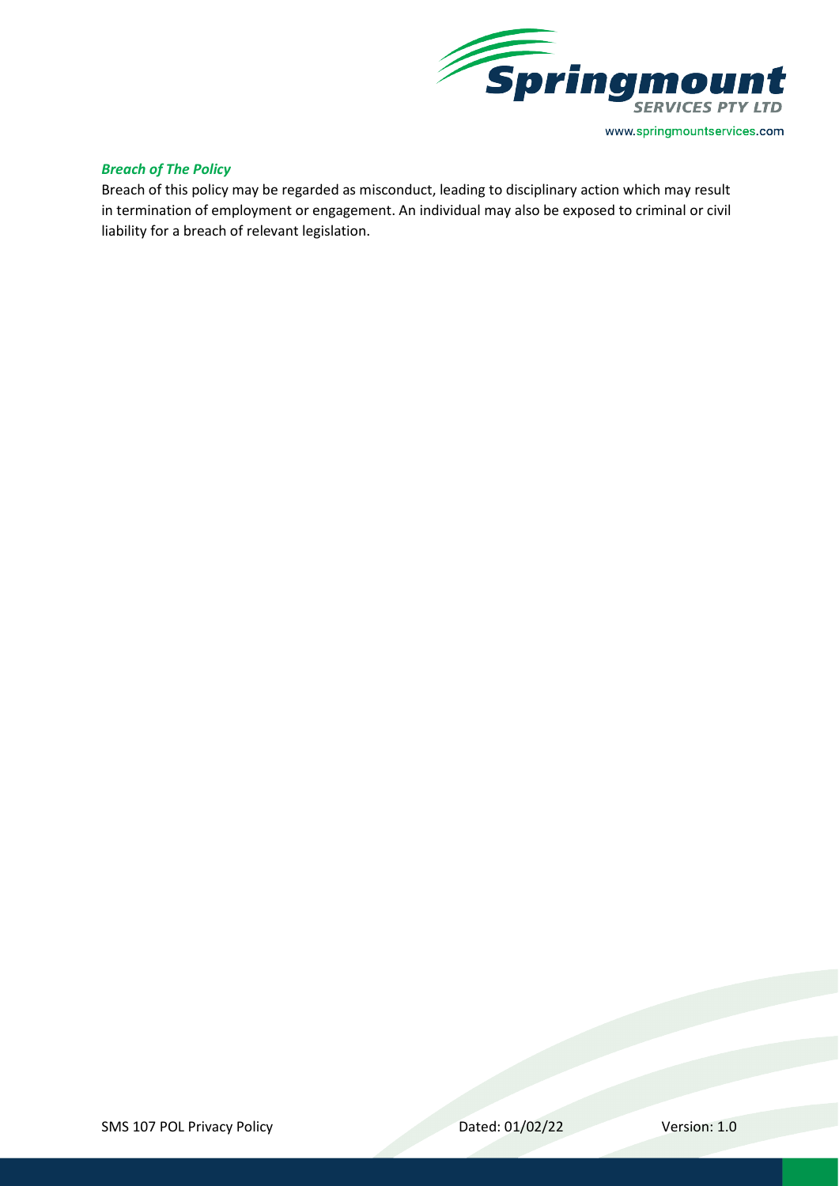### *Breach of The Policy*

Breach of this policy may be regarded as misconduct, leading to disciplinary action which may result in termination of employment or engagement. An individual may also be exposed to criminal or civil liability for a breach of relevant legislation.